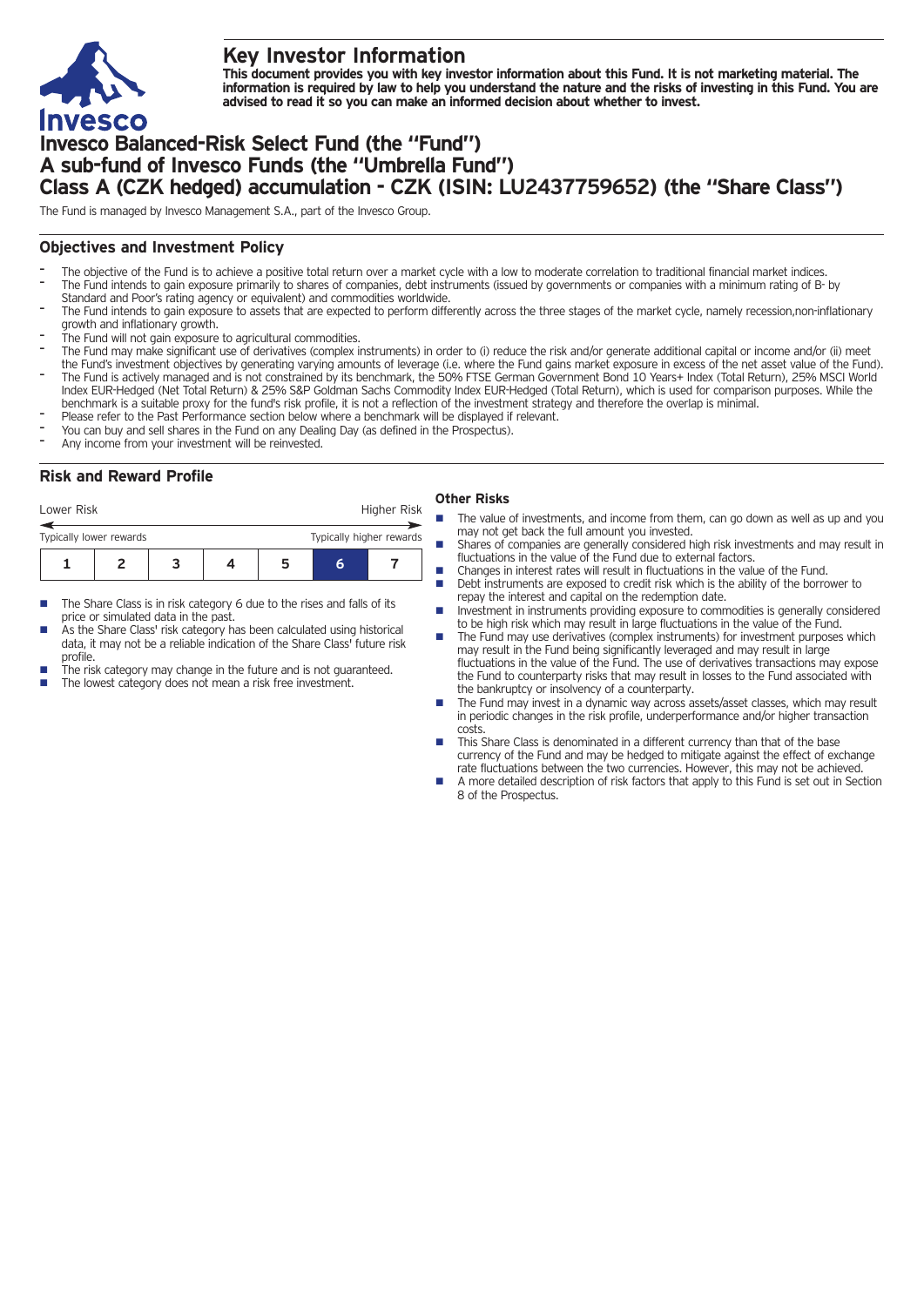# Key Investor Information

**This document provides you with key investor information about this Fund. It is not marketing material. The information is required by law to help you understand the nature and the risks of investing in this Fund. You are advised to read it so you can make an informed decision about whether to invest.**

# Invesco Balanced-Risk Select Fund (the "Fund")
# A sub-fund of Invesco Funds (the "Umbrella Fund")
# Class A (CZK hedged) accumulation - CZK (ISIN: LU2437759652) (the "Share Class")

The Fund is managed by Invesco Management S.A., part of the Invesco Group.

## Objectives and Investment Policy

- The objective of the Fund is to achieve a positive total return over a market cycle with a low to moderate correlation to traditional financial market indices.
- The Fund intends to gain exposure primarily to shares of companies, debt instruments (issued by governments or companies with a minimum rating of B- by Standard and Poor's rating agency or equivalent) and commodities worldwide.
- The Fund intends to gain exposure to assets that are expected to perform differently across the three stages of the market cycle, namely recession,non-inflationary growth and inflationary growth.
- The Fund will not gain exposure to agricultural commodities.
- The Fund may make significant use of derivatives (complex instruments) in order to (i) reduce the risk and/or generate additional capital or income and/or (ii) meet the Fund's investment objectives by generating varying amounts of leverage (i.e. where the Fund gains market exposure in excess of the net asset value of the Fund).
- The Fund is actively managed and is not constrained by its benchmark, the 50% FTSE German Government Bond 10 Years+ Index (Total Return), 25% MSCI World Index EUR-Hedged (Net Total Return) & 25% S&P Goldman Sachs Commodity Index EUR-Hedged (Total Return), which is used for comparison purposes. While the benchmark is a suitable proxy for the fund's risk profile, it is not a reflection of the investment strategy and therefore the overlap is minimal.
- Please refer to the Past Performance section below where a benchmark will be displayed if relevant.
- You can buy and sell shares in the Fund on any Dealing Day (as defined in the Prospectus).
- Any income from your investment will be reinvested.

## Risk and Reward Profile

| Lower Risk | | | | | | Higher Risk |
|---|---|---|---|---|---|---|
| Typically lower rewards | | | | | | Typically higher rewards |
| 1 | 2 | 3 | 4 | 5 | **6** | 7 |

- The Share Class is in risk category 6 due to the rises and falls of its price or simulated data in the past.
- As the Share Class' risk category has been calculated using historical data, it may not be a reliable indication of the Share Class' future risk profile.
- The risk category may change in the future and is not guaranteed.
- The lowest category does not mean a risk free investment.

### Other Risks

- The value of investments, and income from them, can go down as well as up and you may not get back the full amount you invested.
- Shares of companies are generally considered high risk investments and may result in fluctuations in the value of the Fund due to external factors.
- Changes in interest rates will result in fluctuations in the value of the Fund.
- Debt instruments are exposed to credit risk which is the ability of the borrower to repay the interest and capital on the redemption date.
- Investment in instruments providing exposure to commodities is generally considered to be high risk which may result in large fluctuations in the value of the Fund.
- The Fund may use derivatives (complex instruments) for investment purposes which may result in the Fund being significantly leveraged and may result in large fluctuations in the value of the Fund. The use of derivatives transactions may expose the Fund to counterparty risks that may result in losses to the Fund associated with the bankruptcy or insolvency of a counterparty.
- The Fund may invest in a dynamic way across assets/asset classes, which may result in periodic changes in the risk profile, underperformance and/or higher transaction costs.
- This Share Class is denominated in a different currency than that of the base currency of the Fund and may be hedged to mitigate against the effect of exchange rate fluctuations between the two currencies. However, this may not be achieved.
- A more detailed description of risk factors that apply to this Fund is set out in Section 8 of the Prospectus.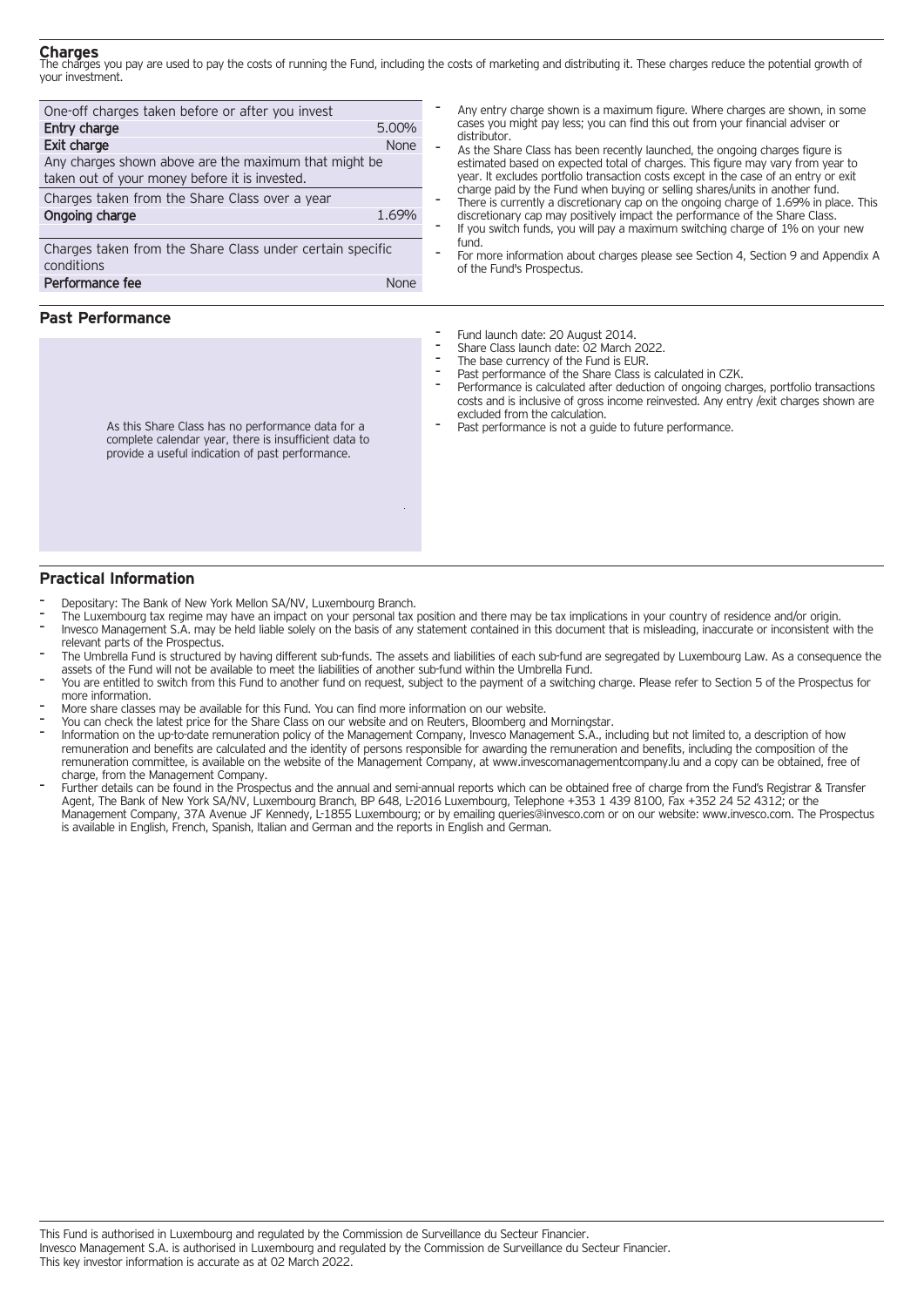## Charges

The charges you pay are used to pay the costs of running the Fund, including the costs of marketing and distributing it. These charges reduce the potential growth of your investment.

| | |
|---|---|
| One-off charges taken before or after you invest | |
| **Entry charge** | 5.00% |
| **Exit charge** | None |
| Any charges shown above are the maximum that might be taken out of your money before it is invested. | |
| Charges taken from the Share Class over a year | |
| **Ongoing charge** | 1.69% |
| Charges taken from the Share Class under certain specific conditions | |
| **Performance fee** | None |

- Any entry charge shown is a maximum figure. Where charges are shown, in some cases you might pay less; you can find this out from your financial adviser or distributor.
- As the Share Class has been recently launched, the ongoing charges figure is estimated based on expected total of charges. This figure may vary from year to year. It excludes portfolio transaction costs except in the case of an entry or exit charge paid by the Fund when buying or selling shares/units in another fund.
- There is currently a discretionary cap on the ongoing charge of 1.69% in place. This discretionary cap may positively impact the performance of the Share Class.
- If you switch funds, you will pay a maximum switching charge of 1% on your new fund.
- For more information about charges please see Section 4, Section 9 and Appendix A of the Fund's Prospectus.

## Past Performance

As this Share Class has no performance data for a complete calendar year, there is insufficient data to provide a useful indication of past performance.

- Fund launch date: 20 August 2014.
- Share Class launch date: 02 March 2022.
- The base currency of the Fund is EUR.
- Past performance of the Share Class is calculated in CZK.
- Performance is calculated after deduction of ongoing charges, portfolio transactions costs and is inclusive of gross income reinvested. Any entry /exit charges shown are excluded from the calculation.
- Past performance is not a guide to future performance.

## Practical Information

- Depositary: The Bank of New York Mellon SA/NV, Luxembourg Branch.
- The Luxembourg tax regime may have an impact on your personal tax position and there may be tax implications in your country of residence and/or origin.
- Invesco Management S.A. may be held liable solely on the basis of any statement contained in this document that is misleading, inaccurate or inconsistent with the relevant parts of the Prospectus.
- The Umbrella Fund is structured by having different sub-funds. The assets and liabilities of each sub-fund are segregated by Luxembourg Law. As a consequence the assets of the Fund will not be available to meet the liabilities of another sub-fund within the Umbrella Fund.
- You are entitled to switch from this Fund to another fund on request, subject to the payment of a switching charge. Please refer to Section 5 of the Prospectus for more information.
- More share classes may be available for this Fund. You can find more information on our website.
- You can check the latest price for the Share Class on our website and on Reuters, Bloomberg and Morningstar.
- Information on the up-to-date remuneration policy of the Management Company, Invesco Management S.A., including but not limited to, a description of how remuneration and benefits are calculated and the identity of persons responsible for awarding the remuneration and benefits, including the composition of the remuneration committee, is available on the website of the Management Company, at www.invescomanagementcompany.lu and a copy can be obtained, free of charge, from the Management Company.
- Further details can be found in the Prospectus and the annual and semi-annual reports which can be obtained free of charge from the Fund's Registrar & Transfer Agent, The Bank of New York SA/NV, Luxembourg Branch, BP 648, L-2016 Luxembourg, Telephone +353 1 439 8100, Fax +352 24 52 4312; or the Management Company, 37A Avenue JF Kennedy, L-1855 Luxembourg; or by emailing queries@invesco.com or on our website: www.invesco.com. The Prospectus is available in English, French, Spanish, Italian and German and the reports in English and German.

This Fund is authorised in Luxembourg and regulated by the Commission de Surveillance du Secteur Financier.
Invesco Management S.A. is authorised in Luxembourg and regulated by the Commission de Surveillance du Secteur Financier.
This key investor information is accurate as at 02 March 2022.